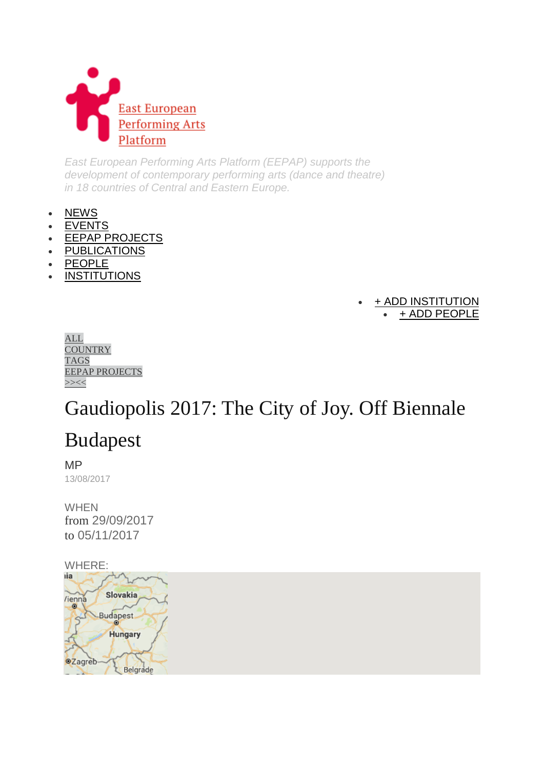East European Performing Arts Platform

*East European Performing Arts Platform (EEPAP) supports the development of contemporary performing arts (dance and theatre) in 18 countries of Central and Eastern Europe.*

- NEWS
- EVENTS
- EEPAP PROJECTS
- PUBLICATIONS
- PEOPLE
- INSTITUTIONS

- + ADD INSTITUTION
- + ADD PEOPLE

ALL
COUNTRY
TAGS
EEPAP PROJECTS
>><<

# Gaudiopolis 2017: The City of Joy. Off Biennale Budapest

MP
13/08/2017

WHEN
from 29/09/2017
to 05/11/2017

WHERE: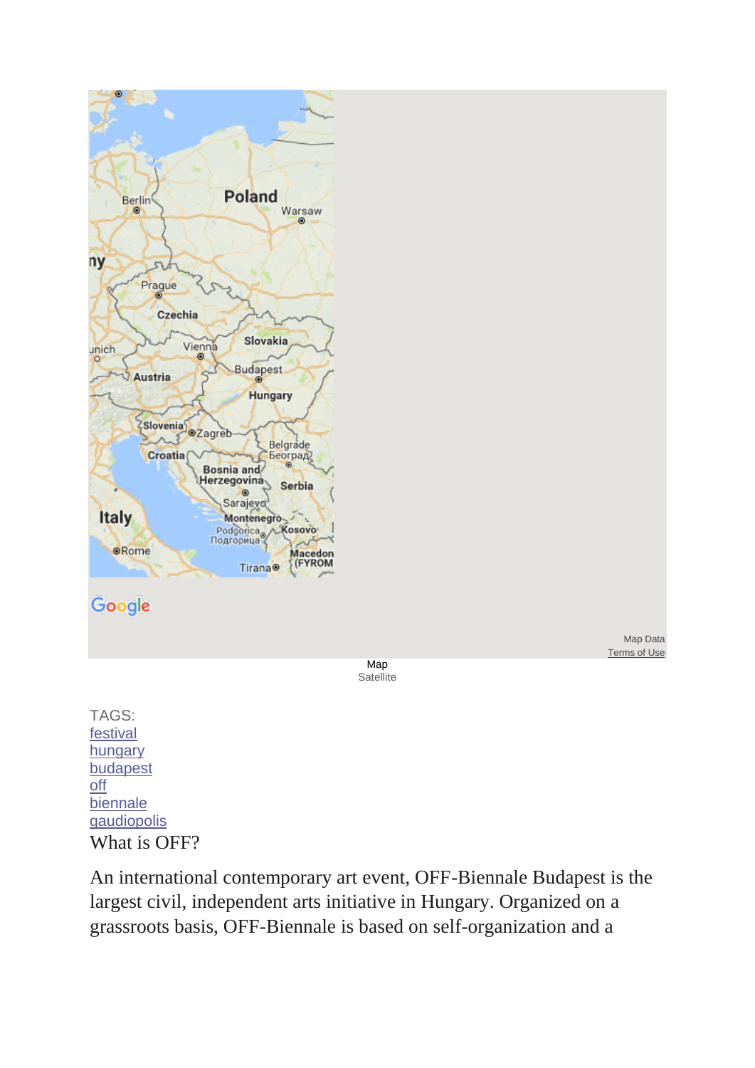Map
Satellite

TAGS:
[festival]
[hungary]
[budapest]
[off]
[biennale]
[gaudiopolis]

What is OFF?

An international contemporary art event, OFF-Biennale Budapest is the largest civil, independent arts initiative in Hungary. Organized on a grassroots basis, OFF-Biennale is based on self-organization and a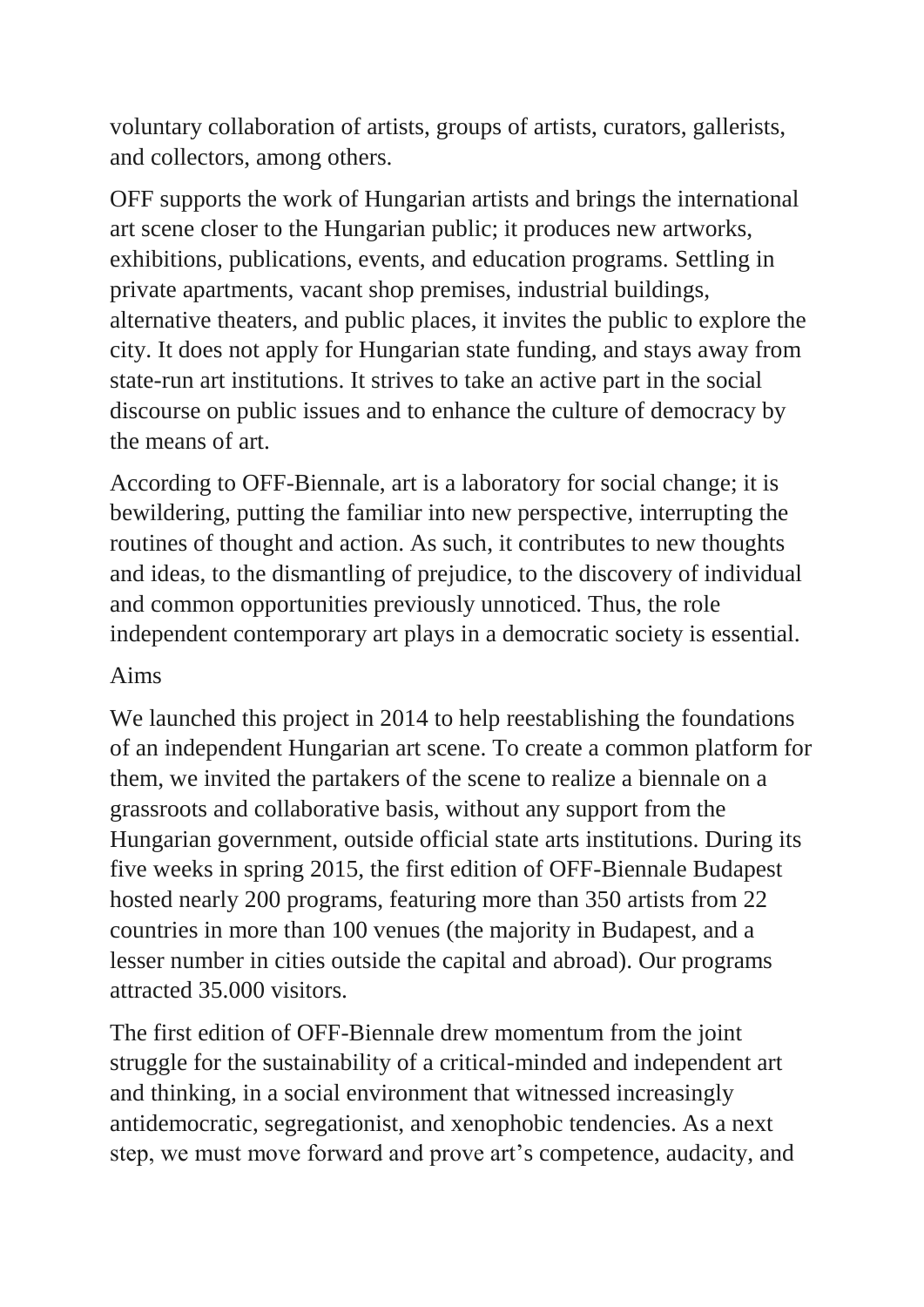voluntary collaboration of artists, groups of artists, curators, gallerists, and collectors, among others.

OFF supports the work of Hungarian artists and brings the international art scene closer to the Hungarian public; it produces new artworks, exhibitions, publications, events, and education programs. Settling in private apartments, vacant shop premises, industrial buildings, alternative theaters, and public places, it invites the public to explore the city. It does not apply for Hungarian state funding, and stays away from state-run art institutions. It strives to take an active part in the social discourse on public issues and to enhance the culture of democracy by the means of art.

According to OFF-Biennale, art is a laboratory for social change; it is bewildering, putting the familiar into new perspective, interrupting the routines of thought and action. As such, it contributes to new thoughts and ideas, to the dismantling of prejudice, to the discovery of individual and common opportunities previously unnoticed. Thus, the role independent contemporary art plays in a democratic society is essential.

## Aims

We launched this project in 2014 to help reestablishing the foundations of an independent Hungarian art scene. To create a common platform for them, we invited the partakers of the scene to realize a biennale on a grassroots and collaborative basis, without any support from the Hungarian government, outside official state arts institutions. During its five weeks in spring 2015, the first edition of OFF-Biennale Budapest hosted nearly 200 programs, featuring more than 350 artists from 22 countries in more than 100 venues (the majority in Budapest, and a lesser number in cities outside the capital and abroad). Our programs attracted 35.000 visitors.

The first edition of OFF-Biennale drew momentum from the joint struggle for the sustainability of a critical-minded and independent art and thinking, in a social environment that witnessed increasingly antidemocratic, segregationist, and xenophobic tendencies. As a next step, we must move forward and prove art's competence, audacity, and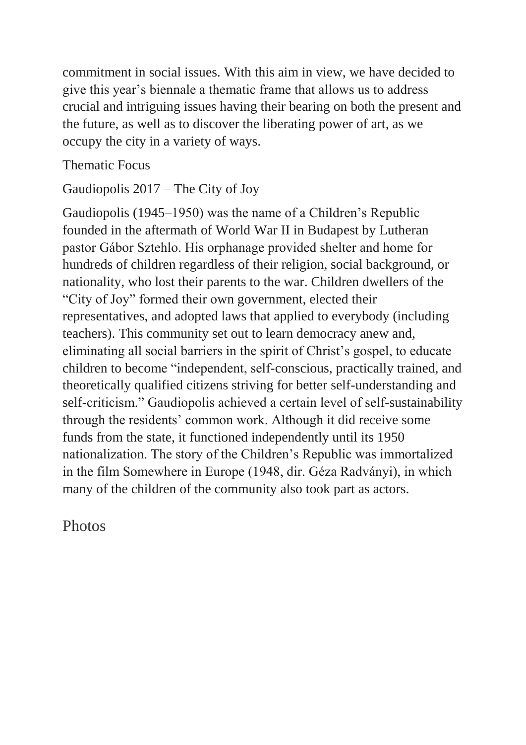commitment in social issues. With this aim in view, we have decided to give this year's biennale a thematic frame that allows us to address crucial and intriguing issues having their bearing on both the present and the future, as well as to discover the liberating power of art, as we occupy the city in a variety of ways.

Thematic Focus

Gaudiopolis 2017 – The City of Joy

Gaudiopolis (1945–1950) was the name of a Children's Republic founded in the aftermath of World War II in Budapest by Lutheran pastor Gábor Sztehlo. His orphanage provided shelter and home for hundreds of children regardless of their religion, social background, or nationality, who lost their parents to the war. Children dwellers of the "City of Joy" formed their own government, elected their representatives, and adopted laws that applied to everybody (including teachers). This community set out to learn democracy anew and, eliminating all social barriers in the spirit of Christ's gospel, to educate children to become "independent, self-conscious, practically trained, and theoretically qualified citizens striving for better self-understanding and self-criticism." Gaudiopolis achieved a certain level of self-sustainability through the residents' common work. Although it did receive some funds from the state, it functioned independently until its 1950 nationalization. The story of the Children's Republic was immortalized in the film Somewhere in Europe (1948, dir. Géza Radványi), in which many of the children of the community also took part as actors.

## Photos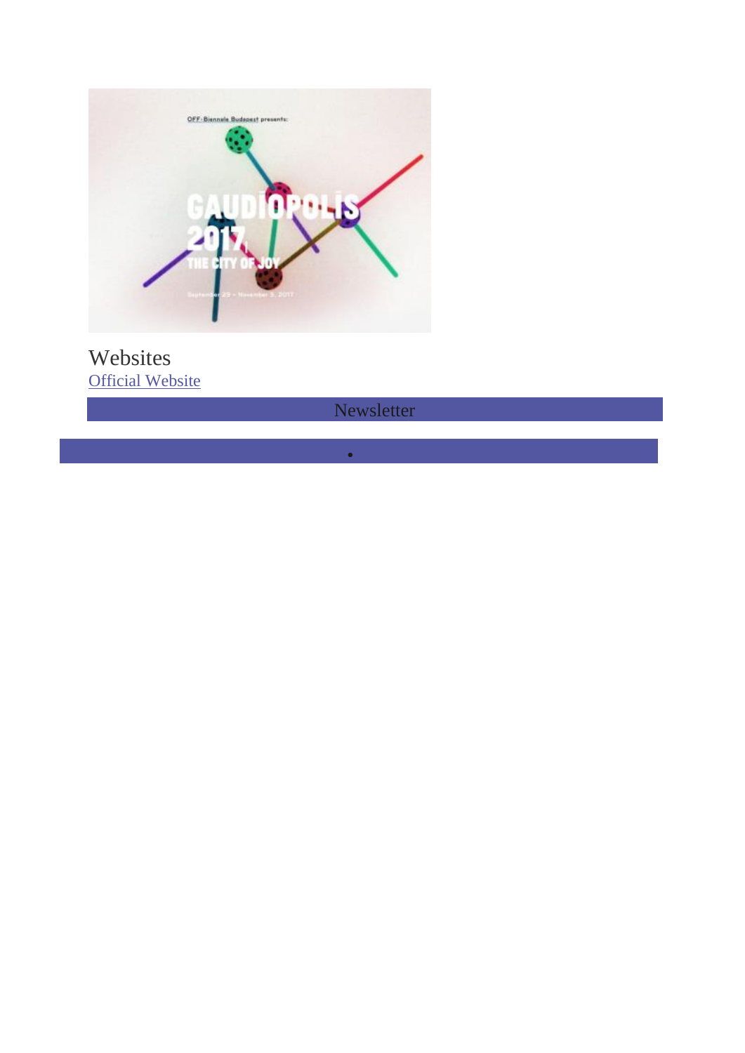Websites

[Official Website]

Newsletter

•